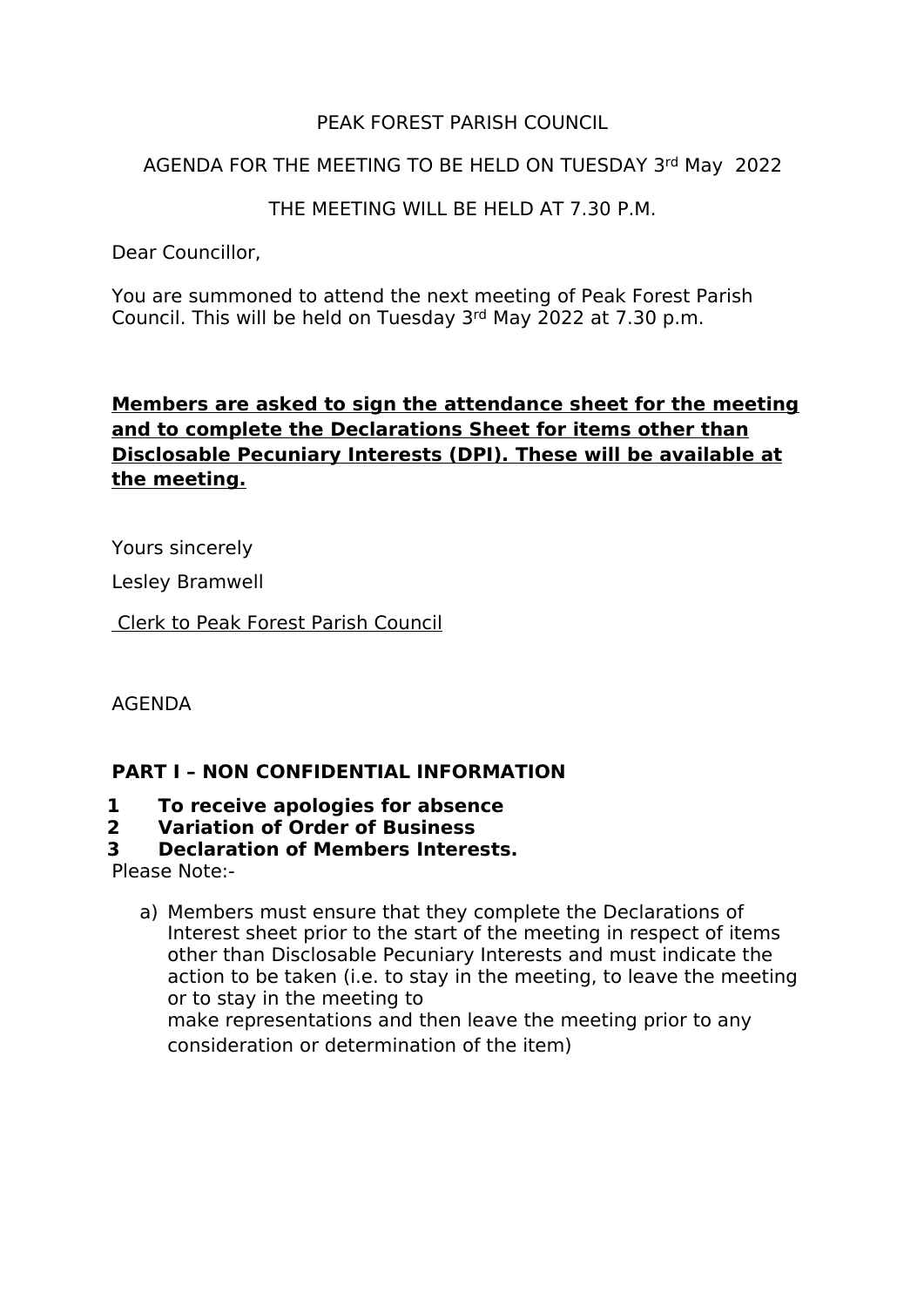PEAK FOREST PARISH COUNCIL

AGENDA FOR THE MEETING TO BE HELD ON TUESDAY 3rd May 2022

THE MEETING WILL BE HELD AT 7.30 P.M.

Dear Councillor,

You are summoned to attend the next meeting of Peak Forest Parish Council. This will be held on Tuesday 3rd May 2022 at 7.30 p.m.

**Members are asked to sign the attendance sheet for the meeting and to complete the Declarations Sheet for items other than Disclosable Pecuniary Interests (DPI). These will be available at the meeting.**

Yours sincerely

Lesley Bramwell

Clerk to Peak Forest Parish Council

AGENDA

**PART I – NON CONFIDENTIAL INFORMATION**

**1 To receive apologies for absence**

**2 Variation of Order of Business**

**3 Declaration of Members Interests.**

Please Note:-

a) Members must ensure that they complete the Declarations of Interest sheet prior to the start of the meeting in respect of items other than Disclosable Pecuniary Interests and must indicate the action to be taken (i.e. to stay in the meeting, to leave the meeting or to stay in the meeting to make representations and then leave the meeting prior to any consideration or determination of the item)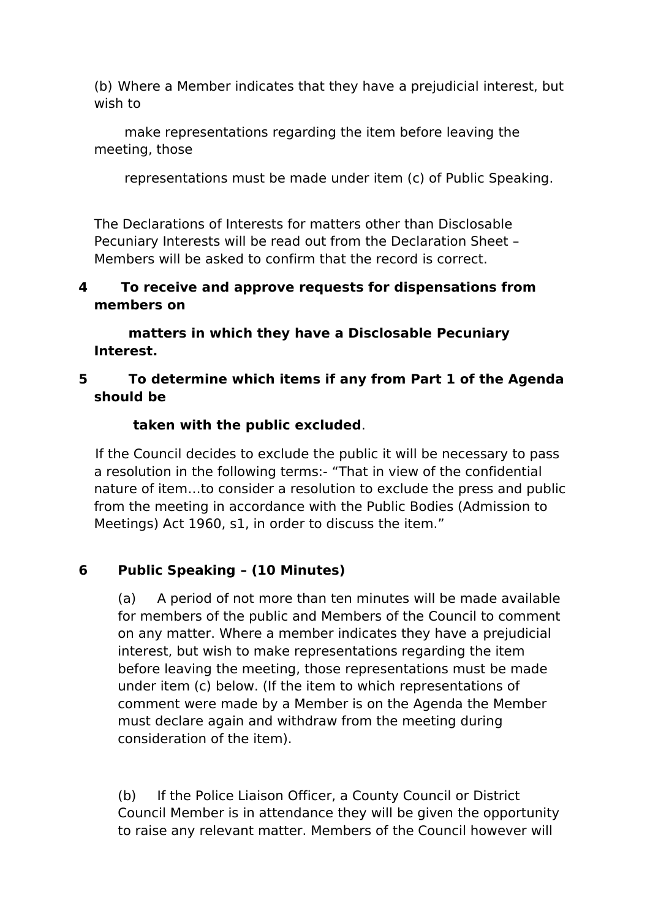(b) Where a Member indicates that they have a prejudicial interest, but wish to make representations regarding the item before leaving the meeting, those representations must be made under item (c) of Public Speaking.

The Declarations of Interests for matters other than Disclosable Pecuniary Interests will be read out from the Declaration Sheet – Members will be asked to confirm that the record is correct.

**4 To receive and approve requests for dispensations from members on matters in which they have a Disclosable Pecuniary Interest.**

**5 To determine which items if any from Part 1 of the Agenda should be taken with the public excluded**.

If the Council decides to exclude the public it will be necessary to pass a resolution in the following terms:- "That in view of the confidential nature of item…to consider a resolution to exclude the press and public from the meeting in accordance with the Public Bodies (Admission to Meetings) Act 1960, s1, in order to discuss the item."

**6 Public Speaking – (10 Minutes)**

(a) A period of not more than ten minutes will be made available for members of the public and Members of the Council to comment on any matter. Where a member indicates they have a prejudicial interest, but wish to make representations regarding the item before leaving the meeting, those representations must be made under item (c) below. (If the item to which representations of comment were made by a Member is on the Agenda the Member must declare again and withdraw from the meeting during consideration of the item).

(b) If the Police Liaison Officer, a County Council or District Council Member is in attendance they will be given the opportunity to raise any relevant matter. Members of the Council however will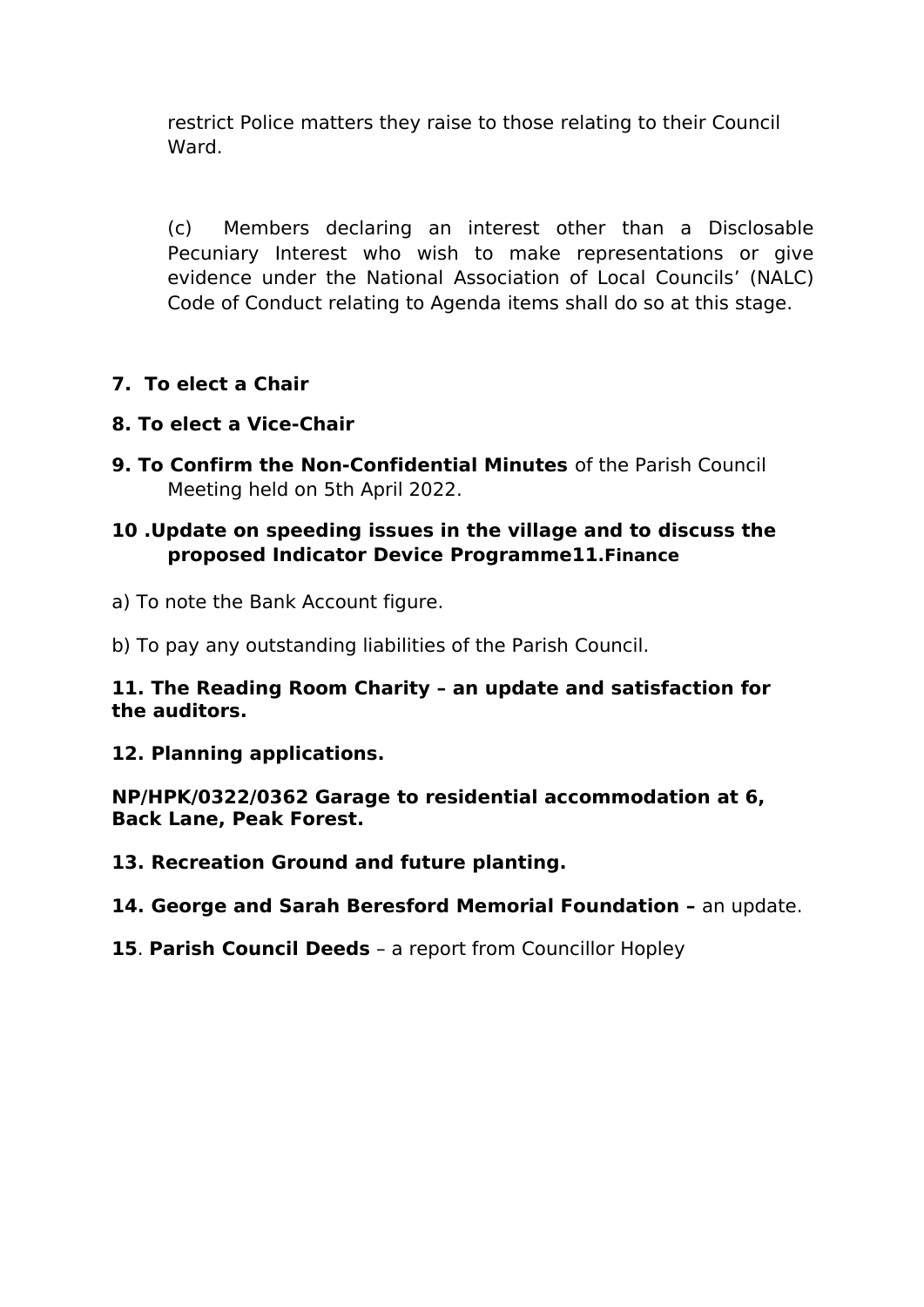restrict Police matters they raise to those relating to their Council Ward.

(c) Members declaring an interest other than a Disclosable Pecuniary Interest who wish to make representations or give evidence under the National Association of Local Councils' (NALC) Code of Conduct relating to Agenda items shall do so at this stage.

**7. To elect a Chair**

**8. To elect a Vice-Chair**

**9. To Confirm the Non-Confidential Minutes** of the Parish Council Meeting held on 5th April 2022.

**10 .Update on speeding issues in the village and to discuss the proposed Indicator Device Programme11.Finance**

a) To note the Bank Account figure.

b) To pay any outstanding liabilities of the Parish Council.

**11. The Reading Room Charity – an update and satisfaction for the auditors.**

**12. Planning applications.**

**NP/HPK/0322/0362 Garage to residential accommodation at 6, Back Lane, Peak Forest.**

**13. Recreation Ground and future planting.**

**14. George and Sarah Beresford Memorial Foundation –** an update.

**15**. **Parish Council Deeds** – a report from Councillor Hopley